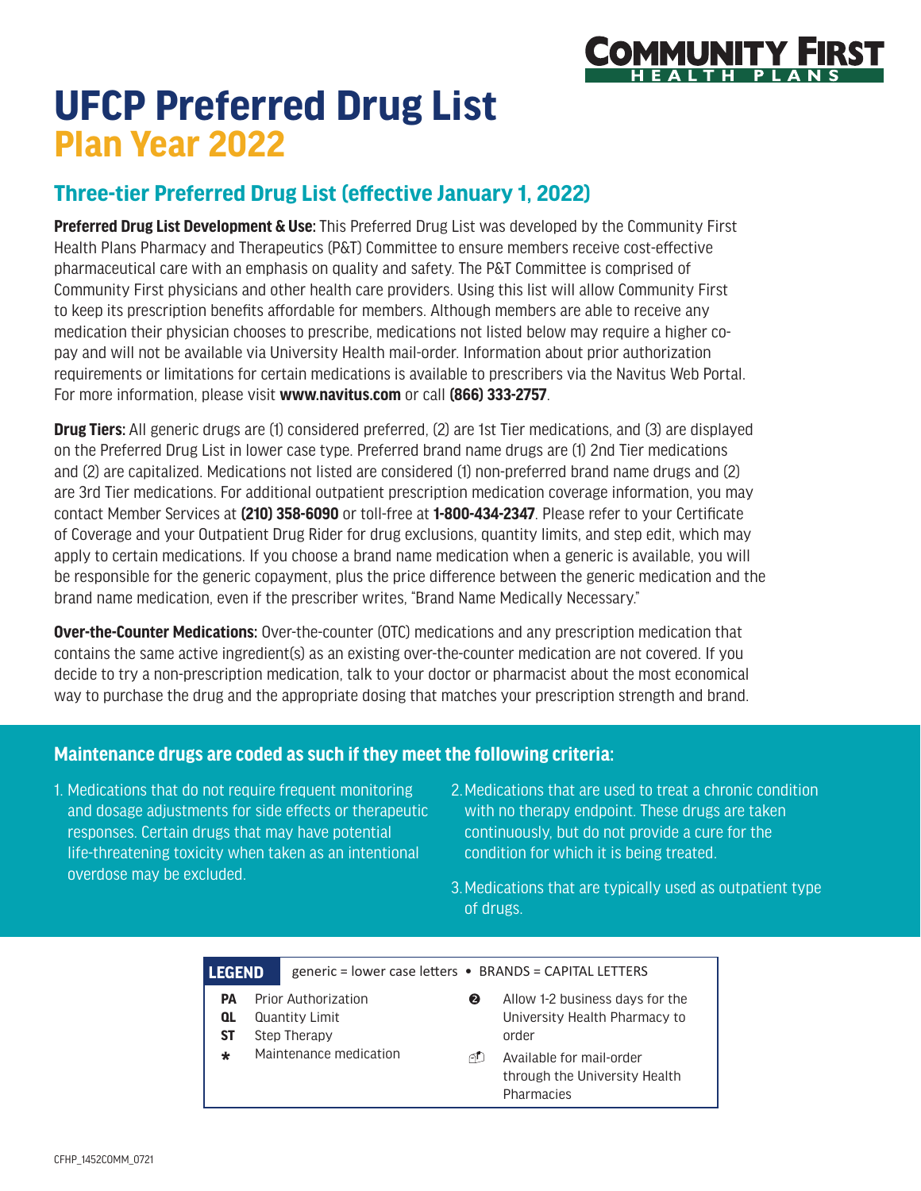# UFCP Preferred Drug List

## Plan Year 2022

### Three-tier Preferred Drug List (effective January 1, 2022)

**Preferred Drug List Development & Use:** This Preferred Drug List was developed by the Community First Health Plans Pharmacy and Therapeutics (P&T) Committee to ensure members receive cost-effective pharmaceutical care with an emphasis on quality and safety. The P&T Committee is comprised of Community First physicians and other health care providers. Using this list will allow Community First to keep its prescription benefits affordable for members. Although members are able to receive any medication their physician chooses to prescribe, medications not listed below may require a higher co-pay and will not be available via University Health mail-order. Information about prior authorization requirements or limitations for certain medications is available to prescribers via the Navitus Web Portal. For more information, please visit **www.navitus.com** or call **(866) 333-2757**.

**Drug Tiers:** All generic drugs are (1) considered preferred, (2) are 1st Tier medications, and (3) are displayed on the Preferred Drug List in lower case type. Preferred brand name drugs are (1) 2nd Tier medications and (2) are capitalized. Medications not listed are considered (1) non-preferred brand name drugs and (2) are 3rd Tier medications. For additional outpatient prescription medication coverage information, you may contact Member Services at **(210) 358-6090** or toll-free at **1-800-434-2347**. Please refer to your Certificate of Coverage and your Outpatient Drug Rider for drug exclusions, quantity limits, and step edit, which may apply to certain medications. If you choose a brand name medication when a generic is available, you will be responsible for the generic copayment, plus the price difference between the generic medication and the brand name medication, even if the prescriber writes, "Brand Name Medically Necessary."

**Over-the-Counter Medications:** Over-the-counter (OTC) medications and any prescription medication that contains the same active ingredient(s) as an existing over-the-counter medication are not covered. If you decide to try a non-prescription medication, talk to your doctor or pharmacist about the most economical way to purchase the drug and the appropriate dosing that matches your prescription strength and brand.

### Maintenance drugs are coded as such if they meet the following criteria:

1. Medications that do not require frequent monitoring and dosage adjustments for side effects or therapeutic responses. Certain drugs that may have potential life-threatening toxicity when taken as an intentional overdose may be excluded.
2. Medications that are used to treat a chronic condition with no therapy endpoint. These drugs are taken continuously, but do not provide a cure for the condition for which it is being treated.
3. Medications that are typically used as outpatient type of drugs.

| LEGEND | generic = lower case letters • BRANDS = CAPITAL LETTERS | | |
|---|---|---|---|
| **PA** | Prior Authorization | ❷ | Allow 1-2 business days for the University Health Pharmacy to order |
| **QL** | Quantity Limit | | |
| **ST** | Step Therapy | | |
| * | Maintenance medication | 📫 | Available for mail-order through the University Health Pharmacies |

CFHP_1452COMM_0721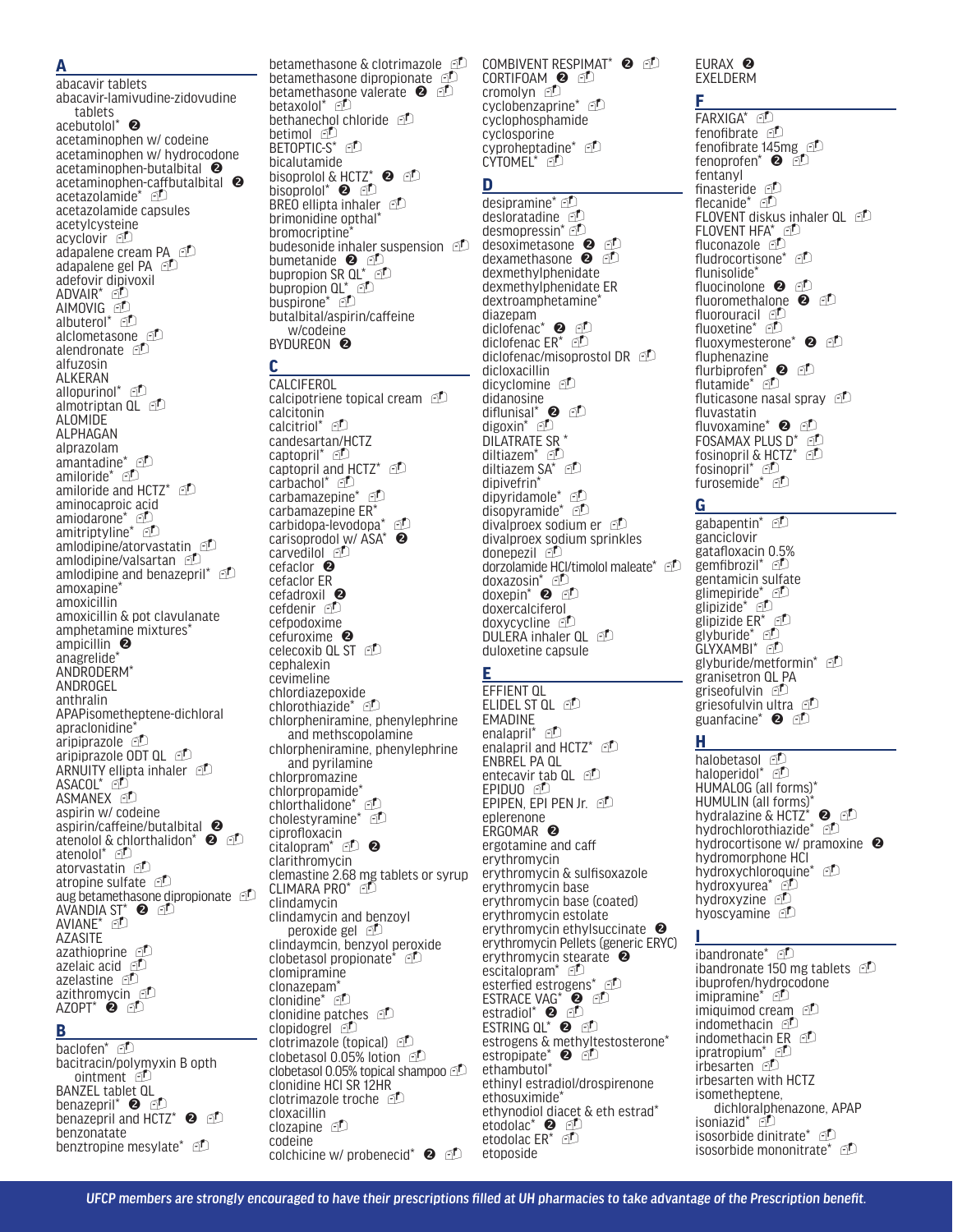## A

- abacavir tablets
- abacavir-lamivudine-zidovudine tablets
- acebutolol* ❷
- acetaminophen w/ codeine
- acetaminophen w/ hydrocodone
- acetaminophen-butalbital ❷
- acetaminophen-caffbutalbital ❷
- acetazolamide*
- acetazolamide capsules
- acetylcysteine
- acyclovir
- adapalene cream PA
- adapalene gel PA
- adefovir dipivoxil
- ADVAIR*
- AIMOVIG
- albuterol*
- alclometasone
- alendronate
- alfuzosin
- ALKERAN
- allopurinol*
- almotriptan QL
- ALOMIDE
- ALPHAGAN
- alprazolam
- amantadine*
- amiloride*
- amiloride and HCTZ*
- aminocaproic acid
- amiodarone*
- amitriptyline*
- amlodipine/atorvastatin
- amlodipine/valsartan
- amlodipine and benazepril*
- amoxapine*
- amoxicillin
- amoxicillin & pot clavulanate
- amphetamine mixtures*
- ampicillin ❷
- anagrelide*
- ANDRODERM*
- ANDROGEL
- anthralin
- APAPisometheptene-dichloral
- apraclonidine*
- aripiprazole
- aripiprazole ODT QL
- ARNUITY ellipta inhaler
- ASACOL*
- ASMANEX
- aspirin w/ codeine
- aspirin/caffeine/butalbital ❷
- atenolol & chlorthalidon* ❷
- atenolol*
- atorvastatin
- atropine sulfate
- aug betamethasone dipropionate
- AVANDIA ST* ❷
- AVIANE*
- AZASITE
- azathioprine
- azelaic acid
- azelastine
- azithromycin
- AZOPT* ❷

## B

- baclofen*
- bacitracin/polymyxin B opth ointment
- BANZEL tablet QL
- benazepril* ❷
- benazepril and HCTZ* ❷
- benzonatate
- benztropine mesylate*
- betamethasone & clotrimazole
- betamethasone dipropionate
- betamethasone valerate ❷
- betaxolol*
- bethanechol chloride
- betimol
- BETOPTIC-S*
- bicalutamide
- bisoprolol & HCTZ* ❷
- bisoprolol* ❷
- BREO ellipta inhaler
- brimonidine opthal*
- bromocriptine*
- budesonide inhaler suspension
- bumetanide ❷
- bupropion SR QL*
- bupropion QL*
- buspirone*
- butalbital/aspirin/caffeine w/codeine
- BYDUREON ❷

## C

- CALCIFEROL
- calcipotriene topical cream
- calcitonin
- calcitriol*
- candesartan/HCTZ
- captopril*
- captopril and HCTZ*
- carbachol*
- carbamazepine*
- carbamazepine ER*
- carbidopa-levodopa*
- carisoprodol w/ ASA* ❷
- carvedilol
- cefaclor ❷
- cefaclor ER
- cefadroxil ❷
- cefdenir
- cefpodoxime
- cefuroxime ❷
- celecoxib QL ST
- cephalexin
- cevimeline
- chlordiazepoxide
- chlorothiazide*
- chlorpheniramine, phenylephrine and methscopolamine
- chlorpheniramine, phenylephrine and pyrilamine
- chlorpromazine
- chlorpropamide*
- chlorthalidone*
- cholestyramine*
- ciprofloxacin
- citalopram* ❷
- clarithromycin
- clemastine 2.68 mg tablets or syrup
- CLIMARA PRO*
- clindamycin
- clindamycin and benzoyl peroxide gel
- clindaymcin, benzyl peroxide
- clobetasol propionate*
- clomipramine
- clonazepam*
- clonidine*
- clonidine patches
- clopidogrel
- clotrimazole (topical)
- clobetasol 0.05% lotion
- clobetasol 0.05% topical shampoo
- clonidine HCl SR 12HR
- clotrimazole troche
- cloxacillin
- clozapine
- codeine
- colchicine w/ probenecid* ❷
- COMBIVENT RESPIMAT* ❷
- CORTIFOAM ❷
- cromolyn
- cyclobenzaprine*
- cyclophosphamide
- cyclosporine
- cyproheptadine*
- CYTOMEL*

## D

- desipramine*
- desloratadine
- desmopressin*
- desoximetasone ❷
- dexamethasone ❷
- dexmethylphenidate
- dexmethylphenidate ER
- dextroamphetamine*
- diazepam
- diclofenac* ❷
- diclofenac ER*
- diclofenac/misoprostol DR
- dicloxacillin
- dicyclomine
- didanosine
- diflunisal* ❷
- digoxin*
- DILATRATE SR *
- diltiazem*
- diltiazem SA*
- dipivefrin*
- dipyridamole*
- disopyramide*
- divalproex sodium er
- divalproex sodium sprinkles
- donepezil
- dorzolamide HCl/timolol maleate*
- doxazosin*
- doxepin* ❷
- doxercalciferol
- doxycycline
- DULERA inhaler QL
- duloxetine capsule

## E

- EFFIENT QL
- ELIDEL ST QL
- EMADINE
- enalapril*
- enalapril and HCTZ*
- ENBREL PA QL
- entecavir tab QL
- EPIDUO
- EPIPEN, EPI PEN Jr.
- eplerenone
- ERGOMAR ❷
- ergotamine and caff
- erythromycin
- erythromycin & sulfisoxazole
- erythromycin base
- erythromycin base (coated)
- erythromycin estolate
- erythromycin ethylsuccinate ❷
- erythromycin Pellets (generic ERYC)
- erythromycin stearate ❷
- escitalopram*
- esterfied estrogens*
- ESTRACE VAG* ❷
- estradiol* ❷
- ESTRING QL* ❷
- estrogens & methyltestosterone*
- estropipate* ❷
- ethambutol*
- ethinyl estradiol/drospirenone
- ethosuximide*
- ethynodiol diacet & eth estrad*
- etodolac* ❷
- etodolac ER*
- etoposide
- EURAX ❷
- EXELDERM

## F

- FARXIGA*
- fenofibrate
- fenofibrate 145mg
- fenoprofen* ❷
- fentanyl
- finasteride
- flecanide*
- FLOVENT diskus inhaler QL
- FLOVENT HFA*
- fluconazole
- fludrocortisone*
- flunisolide*
- fluocinolone ❷
- fluoromethalone ❷
- fluorouracil
- fluoxetine*
- fluoxymesterone* ❷
- fluphenazine
- flurbiprofen* ❷
- flutamide*
- fluticasone nasal spray
- fluvastatin
- fluvoxamine* ❷
- FOSAMAX PLUS D*
- fosinopril & HCTZ*
- fosinopril*
- furosemide*

## G

- gabapentin*
- ganciclovir
- gatafloxacin 0.5%
- gemfibrozil*
- gentamicin sulfate
- glimepiride*
- glipizide*
- glipizide ER*
- glyburide*
- GLYXAMBI*
- glyburide/metformin*
- granisetron QL PA
- griseofulvin
- griesofulvin ultra
- guanfacine* ❷

## H

- halobetasol
- haloperidol*
- HUMALOG (all forms)*
- HUMULIN (all forms)*
- hydralazine & HCTZ* ❷
- hydrochlorothiazide*
- hydrocortisone w/ pramoxine ❷
- hydromorphone HCl
- hydroxychloroquine*
- hydroxyurea*
- hydroxyzine
- hyoscyamine

## I

- ibandronate*
- ibandronate 150 mg tablets
- ibuprofen/hydrocodone
- imipramine*
- imiquimod cream
- indomethacin
- indomethacin ER
- ipratropium*
- irbesarten
- irbesarten with HCTZ
- isometheptene, dichloralphenazone, APAP
- isoniazid*
- isosorbide dinitrate*
- isosorbide mononitrate*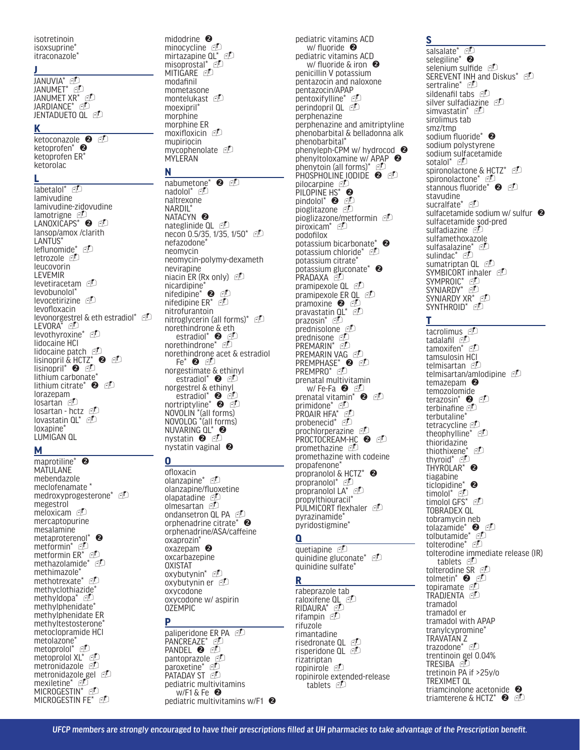isotretinoin
isoxsuprine*
itraconazole*

## J

JANUVIA*
JANUMET*
JANUMET XR*
JARDIANCE*
JENTADUETO QL

## K

ketoconazole ❷
ketoprofen* ❷
ketoprofen ER*
ketorolac

## L

labetalol*
lamivudine
lamivudine-zidovudine
lamotrigne
LANOXICAPS* ❷
lansop/amox /clarith
LANTUS*
leflunomide*
letrozole
leucovorin
LEVEMIR
levetiracetam
levobunolol*
levocetirizine
levofloxacin
levonorgestrel & eth estradiol*
LEVORA*
levothyroxine*
lidocaine HCl
lidocaine patch
lisinopril & HCTZ* ❷
lisinopril* ❷
lithium carbonate*
lithium citrate* ❷
lorazepam
losartan
losartan - hctz
lovastatin QL*
loxapine*
LUMIGAN QL

## M

maprotiline* ❷
MATULANE
mebendazole
meclofenamate *
medroxyprogesterone*
megestrol
meloxicam
mercaptopurine
mesalamine
metaproterenol* ❷
metformin*
metformin ER*
methazolamide*
methimazole*
methotrexate*
methyclothiazide*
methyldopa*
methylphenidate*
methylphenidate ER
methyltestosterone*
metoclopramide HCl
metolazone*
metoprolol*
metoprolol XL*
metronidazole
metronidazole gel
mexiletine*
MICROGESTIN*
MICROGESTIN FE*

midodrine ❷
minocycline
mirtazapine QL*
misoprostal*
MITIGARE
modafinil
mometasone
montelukast
moexipril*
morphine
morphine ER
moxifloxicin
mupiriocin
mycophenolate
MYLERAN

## N

nabumetone* ❷
nadolol*
naltrexone
NARDIL*
NATACYN ❷
nateglinide QL
necon 0.5/35, 1/35, 1/50*
nefazodone*
neomycin
neomycin-polymy-dexameth
nevirapine
niacin ER (Rx only)
nicardipine*
nifedipine* ❷
nifedipine ER*
nitrofurantoin
nitroglycerin (all forms)*
norethindrone & eth estradiol* ❷
norethindrone*
norethindrone acet & estradiol Fe* ❷
norgestimate & ethinyl estradiol* ❷
norgestrel & ethinyl estradiol* ❷
nortriptyline* ❷
NOVOLIN *(all forms)
NOVOLOG *(all forms)
NUVARING QL* ❷
nystatin ❷
nystatin vaginal ❷

## O

ofloxacin
olanzapine*
olanzapine/fluoxetine
olapatadine
olmesartan
ondansetron QL PA
orphenadrine citrate* ❷
orphenadrine/ASA/caffeine
oxaprozin*
oxazepam ❷
oxcarbazepine
OXISTAT
oxybutynin*
oxybutynin er
oxycodone
oxycodone w/ aspirin
OZEMPIC

## P

paliperidone ER PA
PANCREAZE*
PANDEL ❷
pantoprazole
paroxetine*
PATADAY ST
pediatric multivitamins w/F1 & Fe ❷
pediatric multivitamins w/F1 ❷
pediatric vitamins ACD w/ fluoride ❷
pediatric vitamins ACD w/ fluoride & iron ❷
penicillin V potassium
pentazocin and naloxone
pentazocin/APAP
pentoxifylline*
perindopril QL
perphenazine
perphenazine and amitriptyline
phenobarbital & belladonna alk
phenobarbital*
phenyleph-CPM w/ hydrocod ❷
phenyltoloxamine w/ APAP ❷
phenytoin (all forms)*
PHOSPHOLINE IODIDE ❷
pilocarpine
PILOPINE HS* ❷
pindolol* ❷
pioglitazone
pioglizazone/metformin
piroxicam*
podofilox
potassium bicarbonate* ❷
potassium chloride*
potassium citrate*
potassium gluconate* ❷
PRADAXA
pramipexole QL
pramipexole ER QL
pramoxine ❷
pravastatin QL*
prazosin*
prednisolone
prednisone
PREMARIN*
PREMARIN VAG
PREMPHASE* ❷
PREMPRO*
prenatal multivitamin w/ Fe-Fa ❷
prenatal vitamin* ❷
primidone*
PROAIR HFA*
probenecid*
prochlorperazine
PROCTOCREAM-HC ❷
promethazine
promethazine with codeine
propafenone*
propranolol & HCTZ* ❷
propranolol*
propranolol LA*
propylthiouracil*
PULMICORT flexhaler
pyrazinamide*
pyridostigmine*

## Q

quetiapine
quinidine gluconate*
quinidine sulfate*

## R

rabeprazole tab
raloxifene QL
RIDAURA*
rifampin
rifuzole
rimantadine
risedronate QL
risperidone QL
rizatriptan
ropinirole
ropinirole extended-release tablets

## S

salsalate*
selegiline* ❷
selenium sulfide
SEREVENT INH and Diskus*
sertraline*
sildenafil tabs
silver sulfadiazine
simvastatin*
sirolimus tab
smz/tmp
sodium fluoride* ❷
sodium polystyrene
sodium sulfacetamide
sotalol*
spironolactone & HCTZ*
spironolactone*
stannous fluoride* ❷
stavudine
sucralfate*
sulfacetamide sodium w/ sulfur ❷
sulfacetamide sod-pred
sulfadiazine
sulfamethoxazole
sulfasalazine*
sulindac*
sumatriptan QL
SYMBICORT inhaler
SYMPROIC*
SYNJARDY*
SYNJARDY XR*
SYNTHROID*

## T

tacrolimus
tadalafil
tamoxifen*
tamsulosin HCl
telmisartan
telmisartan/amlodipine
temazepam ❷
temozolomide
terazosin* ❷
terbinafine
terbutaline*
tetracycline
theophylline*
thioridazine
thiothixene*
thyroid*
THYROLAR* ❷
tiagabine
ticlopidine* ❷
timolol*
timolol GFS*
TOBRADEX QL
tobramycin neb
tolazamide* ❷
tolbutamide*
tolterodine*
tolterodine immediate release (IR) tablets
tolterodine SR
tolmetin* ❷
topiramate
TRADJENTA
tramadol
tramadol er
tramadol with APAP
tranylcypromine*
TRAVATAN Z
trazodone*
trentinoin gel 0.04%
TRESIBA
tretinoin PA if >25y/o
TREXIMET QL
triamcinolone acetonide ❷
triamterene & HCTZ* ❷

***UFCP members are strongly encouraged to have their prescriptions filled at UH pharmacies to take advantage of the Prescription benefit.***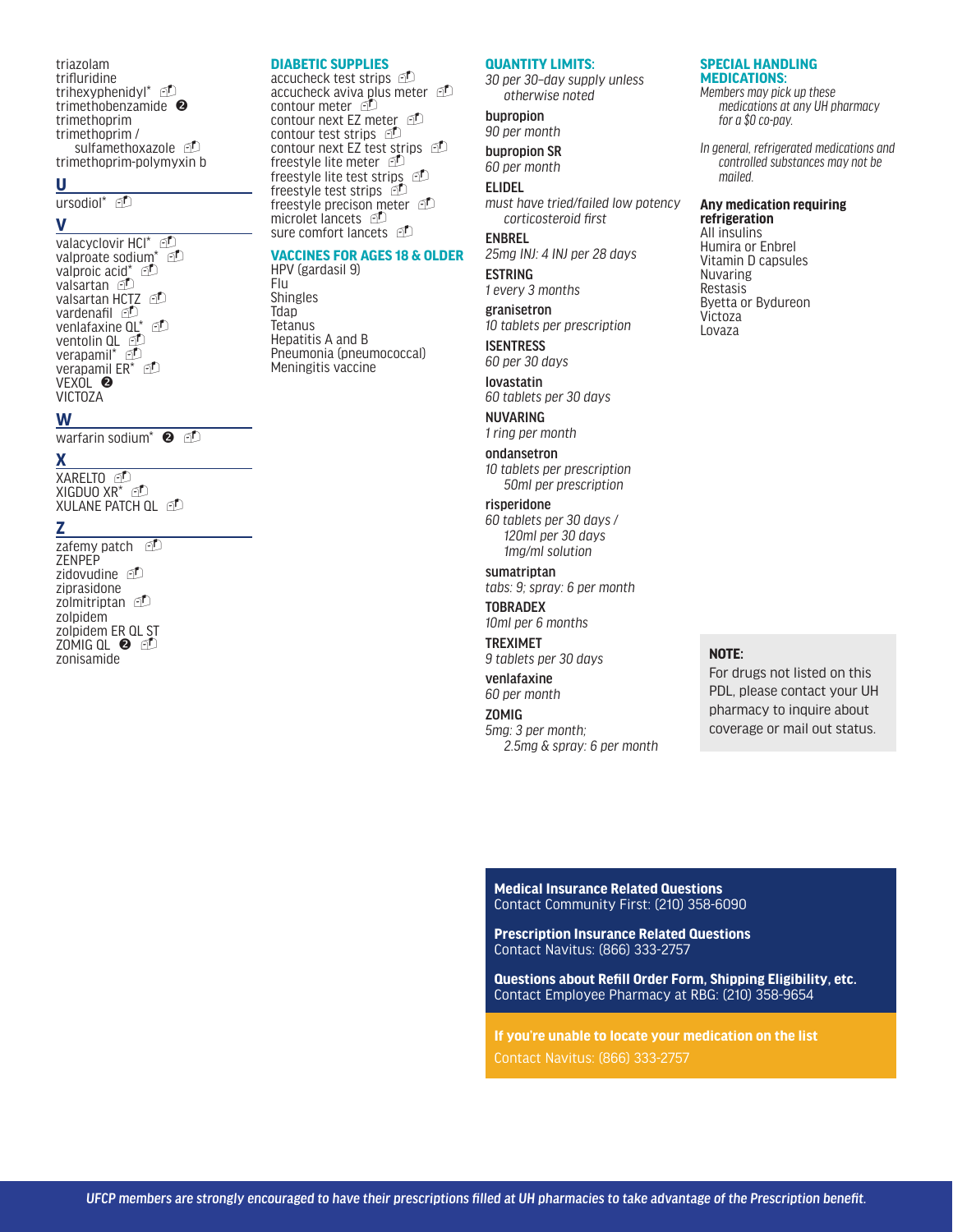triazolam
trifluridine
trihexyphenidyl*
trimethobenzamide ❷
trimethoprim
trimethoprim / sulfamethoxazole
trimethoprim-polymyxin b

## U

ursodiol*

## V

valacyclovir HCl*
valproate sodium*
valproic acid*
valsartan
valsartan HCTZ
vardenafil
venlafaxine QL*
ventolin QL
verapamil*
verapamil ER*
VEXOL ❷
VICTOZA

## W

warfarin sodium* ❷

## X

XARELTO
XIGDUO XR*
XULANE PATCH QL

## Z

zafemy patch
ZENPEP
zidovudine
ziprasidone
zolmitriptan
zolpidem
zolpidem ER QL ST
ZOMIG QL ❷
zonisamide

## DIABETIC SUPPLIES

accucheck test strips
accucheck aviva plus meter
contour meter
contour next EZ meter
contour test strips
contour next EZ test strips
freestyle lite meter
freestyle lite test strips
freestyle test strips
freestyle precison meter
microlet lancets
sure comfort lancets

## VACCINES FOR AGES 18 & OLDER

HPV (gardasil 9)
Flu
Shingles
Tdap
Tetanus
Hepatitis A and B
Pneumonia (pneumococcal)
Meningitis vaccine

## QUANTITY LIMITS:

*30 per 30-day supply unless otherwise noted*

**bupropion**
*90 per month*

**bupropion SR**
*60 per month*

**ELIDEL**
*must have tried/failed low potency corticosteroid first*

**ENBREL**
*25mg INJ: 4 INJ per 28 days*

**ESTRING**
*1 every 3 months*

**granisetron**
*10 tablets per prescription*

**ISENTRESS**
*60 per 30 days*

**lovastatin**
*60 tablets per 30 days*

**NUVARING**
*1 ring per month*

**ondansetron**
*10 tablets per prescription*
*50ml per prescription*

**risperidone**
*60 tablets per 30 days /*
*120ml per 30 days*
*1mg/ml solution*

**sumatriptan**
*tabs: 9; spray: 6 per month*

**TOBRADEX**
*10ml per 6 months*

**TREXIMET**
*9 tablets per 30 days*

**venlafaxine**
*60 per month*

**ZOMIG**
*5mg: 3 per month;*
*2.5mg & spray: 6 per month*

## SPECIAL HANDLING MEDICATIONS:

*Members may pick up these medications at any UH pharmacy for a $0 co-pay.*

*In general, refrigerated medications and controlled substances may not be mailed.*

**Any medication requiring refrigeration**
All insulins
Humira or Enbrel
Vitamin D capsules
Nuvaring
Restasis
Byetta or Bydureon
Victoza
Lovaza

**NOTE:**
For drugs not listed on this PDL, please contact your UH pharmacy to inquire about coverage or mail out status.

**Medical Insurance Related Questions**
Contact Community First: (210) 358-6090

**Prescription Insurance Related Questions**
Contact Navitus: (866) 333-2757

**Questions about Refill Order Form, Shipping Eligibility, etc.**
Contact Employee Pharmacy at RBG: (210) 358-9654

**If you're unable to locate your medication on the list**
Contact Navitus: (866) 333-2757

*UFCP members are strongly encouraged to have their prescriptions filled at UH pharmacies to take advantage of the Prescription benefit.*